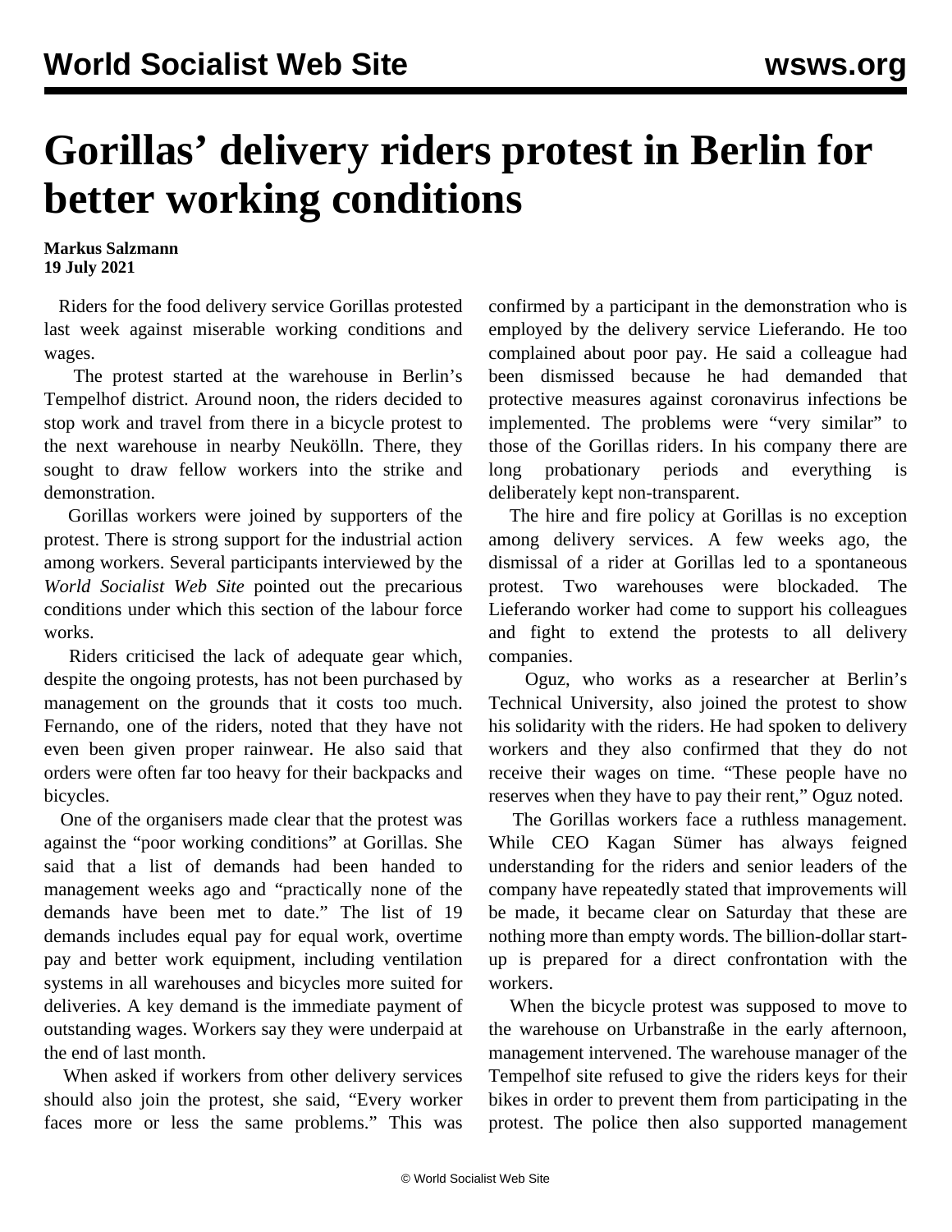# Gorillas' delivery riders protest in Berlin for better working conditions

**Markus Salzmann**
**19 July 2021**

Riders for the food delivery service Gorillas protested last week against miserable working conditions and wages.

The protest started at the warehouse in Berlin's Tempelhof district. Around noon, the riders decided to stop work and travel from there in a bicycle protest to the next warehouse in nearby Neukölln. There, they sought to draw fellow workers into the strike and demonstration.

Gorillas workers were joined by supporters of the protest. There is strong support for the industrial action among workers. Several participants interviewed by the *World Socialist Web Site* pointed out the precarious conditions under which this section of the labour force works.

Riders criticised the lack of adequate gear which, despite the ongoing protests, has not been purchased by management on the grounds that it costs too much. Fernando, one of the riders, noted that they have not even been given proper rainwear. He also said that orders were often far too heavy for their backpacks and bicycles.

One of the organisers made clear that the protest was against the "poor working conditions" at Gorillas. She said that a list of demands had been handed to management weeks ago and "practically none of the demands have been met to date." The list of 19 demands includes equal pay for equal work, overtime pay and better work equipment, including ventilation systems in all warehouses and bicycles more suited for deliveries. A key demand is the immediate payment of outstanding wages. Workers say they were underpaid at the end of last month.

When asked if workers from other delivery services should also join the protest, she said, "Every worker faces more or less the same problems." This was confirmed by a participant in the demonstration who is employed by the delivery service Lieferando. He too complained about poor pay. He said a colleague had been dismissed because he had demanded that protective measures against coronavirus infections be implemented. The problems were "very similar" to those of the Gorillas riders. In his company there are long probationary periods and everything is deliberately kept non-transparent.

The hire and fire policy at Gorillas is no exception among delivery services. A few weeks ago, the dismissal of a rider at Gorillas led to a spontaneous protest. Two warehouses were blockaded. The Lieferando worker had come to support his colleagues and fight to extend the protests to all delivery companies.

Oguz, who works as a researcher at Berlin's Technical University, also joined the protest to show his solidarity with the riders. He had spoken to delivery workers and they also confirmed that they do not receive their wages on time. "These people have no reserves when they have to pay their rent," Oguz noted.

The Gorillas workers face a ruthless management. While CEO Kagan Sümer has always feigned understanding for the riders and senior leaders of the company have repeatedly stated that improvements will be made, it became clear on Saturday that these are nothing more than empty words. The billion-dollar start-up is prepared for a direct confrontation with the workers.

When the bicycle protest was supposed to move to the warehouse on Urbanstraße in the early afternoon, management intervened. The warehouse manager of the Tempelhof site refused to give the riders keys for their bikes in order to prevent them from participating in the protest. The police then also supported management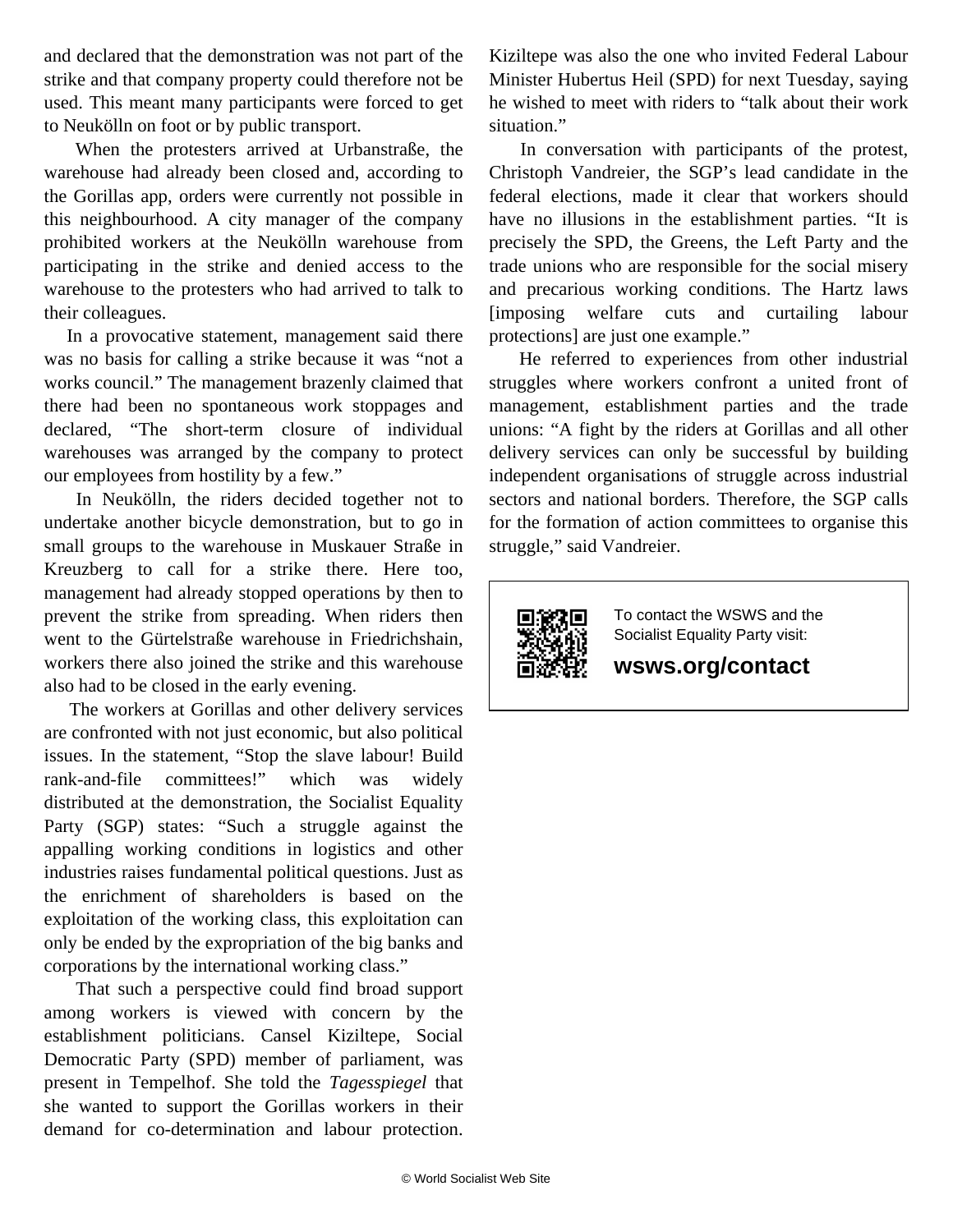and declared that the demonstration was not part of the strike and that company property could therefore not be used. This meant many participants were forced to get to Neukölln on foot or by public transport.

When the protesters arrived at Urbanstraße, the warehouse had already been closed and, according to the Gorillas app, orders were currently not possible in this neighbourhood. A city manager of the company prohibited workers at the Neukölln warehouse from participating in the strike and denied access to the warehouse to the protesters who had arrived to talk to their colleagues.

In a provocative statement, management said there was no basis for calling a strike because it was "not a works council." The management brazenly claimed that there had been no spontaneous work stoppages and declared, "The short-term closure of individual warehouses was arranged by the company to protect our employees from hostility by a few."

In Neukölln, the riders decided together not to undertake another bicycle demonstration, but to go in small groups to the warehouse in Muskauer Straße in Kreuzberg to call for a strike there. Here too, management had already stopped operations by then to prevent the strike from spreading. When riders then went to the Gürtelstraße warehouse in Friedrichshain, workers there also joined the strike and this warehouse also had to be closed in the early evening.

The workers at Gorillas and other delivery services are confronted with not just economic, but also political issues. In the statement, "Stop the slave labour! Build rank-and-file committees!" which was widely distributed at the demonstration, the Socialist Equality Party (SGP) states: "Such a struggle against the appalling working conditions in logistics and other industries raises fundamental political questions. Just as the enrichment of shareholders is based on the exploitation of the working class, this exploitation can only be ended by the expropriation of the big banks and corporations by the international working class."

That such a perspective could find broad support among workers is viewed with concern by the establishment politicians. Cansel Kiziltepe, Social Democratic Party (SPD) member of parliament, was present in Tempelhof. She told the *Tagesspiegel* that she wanted to support the Gorillas workers in their demand for co-determination and labour protection. Kiziltepe was also the one who invited Federal Labour Minister Hubertus Heil (SPD) for next Tuesday, saying he wished to meet with riders to "talk about their work situation."

In conversation with participants of the protest, Christoph Vandreier, the SGP's lead candidate in the federal elections, made it clear that workers should have no illusions in the establishment parties. "It is precisely the SPD, the Greens, the Left Party and the trade unions who are responsible for the social misery and precarious working conditions. The Hartz laws [imposing welfare cuts and curtailing labour protections] are just one example."

He referred to experiences from other industrial struggles where workers confront a united front of management, establishment parties and the trade unions: "A fight by the riders at Gorillas and all other delivery services can only be successful by building independent organisations of struggle across industrial sectors and national borders. Therefore, the SGP calls for the formation of action committees to organise this struggle," said Vandreier.

To contact the WSWS and the Socialist Equality Party visit:

**wsws.org/contact**